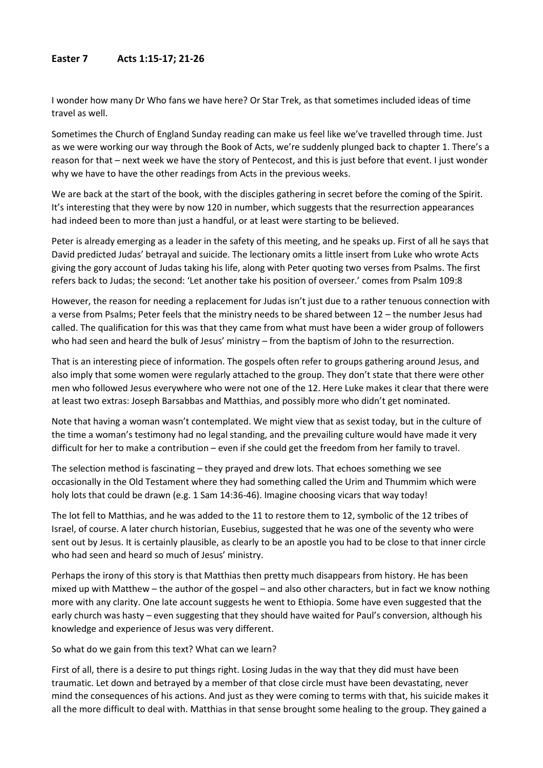**Easter 7 Acts 1:15-17; 21-26**

I wonder how many Dr Who fans we have here? Or Star Trek, as that sometimes included ideas of time travel as well.

Sometimes the Church of England Sunday reading can make us feel like we've travelled through time. Just as we were working our way through the Book of Acts, we're suddenly plunged back to chapter 1. There's a reason for that – next week we have the story of Pentecost, and this is just before that event. I just wonder why we have to have the other readings from Acts in the previous weeks.

We are back at the start of the book, with the disciples gathering in secret before the coming of the Spirit. It's interesting that they were by now 120 in number, which suggests that the resurrection appearances had indeed been to more than just a handful, or at least were starting to be believed.

Peter is already emerging as a leader in the safety of this meeting, and he speaks up. First of all he says that David predicted Judas' betrayal and suicide. The lectionary omits a little insert from Luke who wrote Acts giving the gory account of Judas taking his life, along with Peter quoting two verses from Psalms. The first refers back to Judas; the second: 'Let another take his position of overseer.' comes from Psalm 109:8

However, the reason for needing a replacement for Judas isn't just due to a rather tenuous connection with a verse from Psalms; Peter feels that the ministry needs to be shared between 12 – the number Jesus had called. The qualification for this was that they came from what must have been a wider group of followers who had seen and heard the bulk of Jesus' ministry – from the baptism of John to the resurrection.

That is an interesting piece of information. The gospels often refer to groups gathering around Jesus, and also imply that some women were regularly attached to the group. They don't state that there were other men who followed Jesus everywhere who were not one of the 12. Here Luke makes it clear that there were at least two extras: Joseph Barsabbas and Matthias, and possibly more who didn't get nominated.

Note that having a woman wasn't contemplated. We might view that as sexist today, but in the culture of the time a woman's testimony had no legal standing, and the prevailing culture would have made it very difficult for her to make a contribution – even if she could get the freedom from her family to travel.

The selection method is fascinating – they prayed and drew lots. That echoes something we see occasionally in the Old Testament where they had something called the Urim and Thummim which were holy lots that could be drawn (e.g. 1 Sam 14:36-46). Imagine choosing vicars that way today!

The lot fell to Matthias, and he was added to the 11 to restore them to 12, symbolic of the 12 tribes of Israel, of course. A later church historian, Eusebius, suggested that he was one of the seventy who were sent out by Jesus. It is certainly plausible, as clearly to be an apostle you had to be close to that inner circle who had seen and heard so much of Jesus' ministry.

Perhaps the irony of this story is that Matthias then pretty much disappears from history. He has been mixed up with Matthew – the author of the gospel – and also other characters, but in fact we know nothing more with any clarity. One late account suggests he went to Ethiopia. Some have even suggested that the early church was hasty – even suggesting that they should have waited for Paul's conversion, although his knowledge and experience of Jesus was very different.

So what do we gain from this text? What can we learn?

First of all, there is a desire to put things right. Losing Judas in the way that they did must have been traumatic. Let down and betrayed by a member of that close circle must have been devastating, never mind the consequences of his actions. And just as they were coming to terms with that, his suicide makes it all the more difficult to deal with. Matthias in that sense brought some healing to the group. They gained a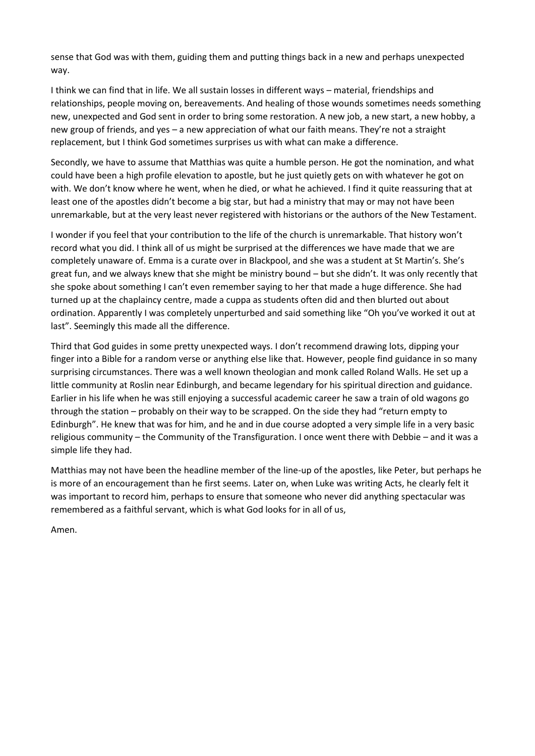sense that God was with them, guiding them and putting things back in a new and perhaps unexpected way.

I think we can find that in life. We all sustain losses in different ways – material, friendships and relationships, people moving on, bereavements. And healing of those wounds sometimes needs something new, unexpected and God sent in order to bring some restoration. A new job, a new start, a new hobby, a new group of friends, and yes – a new appreciation of what our faith means. They're not a straight replacement, but I think God sometimes surprises us with what can make a difference.

Secondly, we have to assume that Matthias was quite a humble person. He got the nomination, and what could have been a high profile elevation to apostle, but he just quietly gets on with whatever he got on with. We don't know where he went, when he died, or what he achieved. I find it quite reassuring that at least one of the apostles didn't become a big star, but had a ministry that may or may not have been unremarkable, but at the very least never registered with historians or the authors of the New Testament.

I wonder if you feel that your contribution to the life of the church is unremarkable. That history won't record what you did. I think all of us might be surprised at the differences we have made that we are completely unaware of. Emma is a curate over in Blackpool, and she was a student at St Martin's. She's great fun, and we always knew that she might be ministry bound – but she didn't. It was only recently that she spoke about something I can't even remember saying to her that made a huge difference. She had turned up at the chaplaincy centre, made a cuppa as students often did and then blurted out about ordination. Apparently I was completely unperturbed and said something like "Oh you've worked it out at last". Seemingly this made all the difference.

Third that God guides in some pretty unexpected ways. I don't recommend drawing lots, dipping your finger into a Bible for a random verse or anything else like that. However, people find guidance in so many surprising circumstances. There was a well known theologian and monk called Roland Walls. He set up a little community at Roslin near Edinburgh, and became legendary for his spiritual direction and guidance. Earlier in his life when he was still enjoying a successful academic career he saw a train of old wagons go through the station – probably on their way to be scrapped. On the side they had "return empty to Edinburgh". He knew that was for him, and he and in due course adopted a very simple life in a very basic religious community – the Community of the Transfiguration. I once went there with Debbie – and it was a simple life they had.

Matthias may not have been the headline member of the line-up of the apostles, like Peter, but perhaps he is more of an encouragement than he first seems. Later on, when Luke was writing Acts, he clearly felt it was important to record him, perhaps to ensure that someone who never did anything spectacular was remembered as a faithful servant, which is what God looks for in all of us,

Amen.